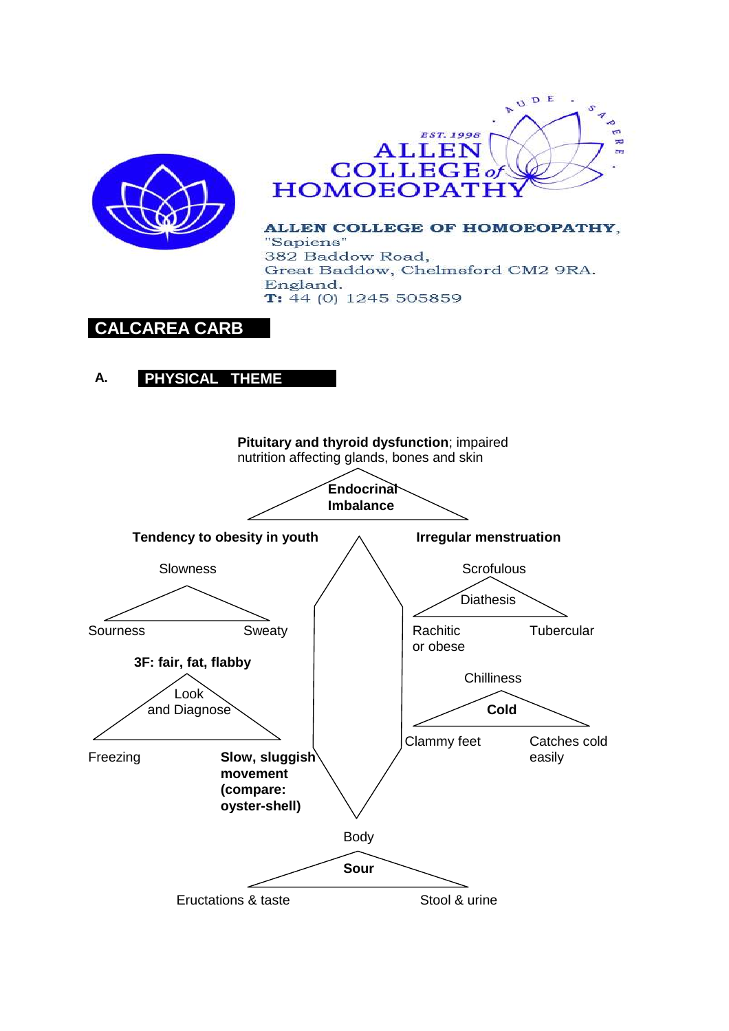ALLEN COLLEGE of HOMOEOPATHY

EST. 1998

AUDE · SAPERE ·

**ALLEN COLLEGE OF HOMOEOPATHY,**
"Sapiens"
382 Baddow Road,
Great Baddow, Chelmsford CM2 9RA.
England.
**T:** 44 (0) 1245 505859

# CALCAREA CARB

## A. PHYSICAL THEME

**Pituitary and thyroid dysfunction**; impaired nutrition affecting glands, bones and skin

**Endocrinal Imbalance**

**Tendency to obesity in youth**

Slowness

Sourness — Sweaty

**3F: fair, fat, flabby**

Look and Diagnose

Freezing — **Slow, sluggish movement (compare: oyster-shell)**

**Irregular menstruation**

Scrofulous

Diathesis

Rachitic or obese — Tubercular

Chilliness

**Cold**

Clammy feet — Catches cold easily

Body

**Sour**

Eructations & taste — Stool & urine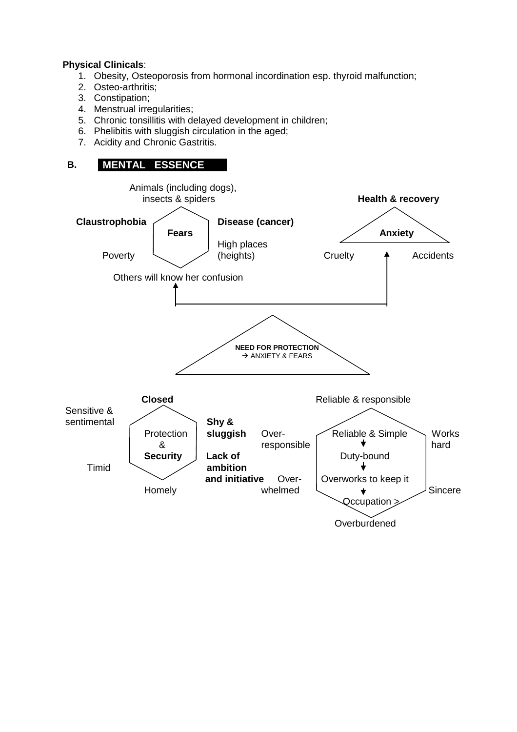**Physical Clinicals**:

1. Obesity, Osteoporosis from hormonal incordination esp. thyroid malfunction;
2. Osteo-arthritis;
3. Constipation;
4. Menstrual irregularities;
5. Chronic tonsillitis with delayed development in children;
6. Phelibitis with sluggish circulation in the age;
7. Acidity and Chronic Gastritis.

**B. MENTAL ESSENCE**

**Fears**

- Animals (including dogs), insects & spiders
- **Disease (cancer)**
- High places (heights)
- Others will know her confusion
- Poverty
- **Claustrophobia**

**Anxiety**

- **Health & recovery**
- Accidents
- Cruelty

**NEED FOR PROTECTION**
→ ANXIETY & FEARS

**Protection & Security**

- **Closed**
- **Shy & sluggish**
- **Lack of ambition and initiative**
- Homely
- Timid
- Sensitive & sentimental

Over-responsible

Over-whelmed

Reliable & responsible

- Reliable & Simple
- ↓
- Duty-bound
- ↓
- Overworks to keep it
- ↓
- Occupation >

Works hard

Sincere

Overburdened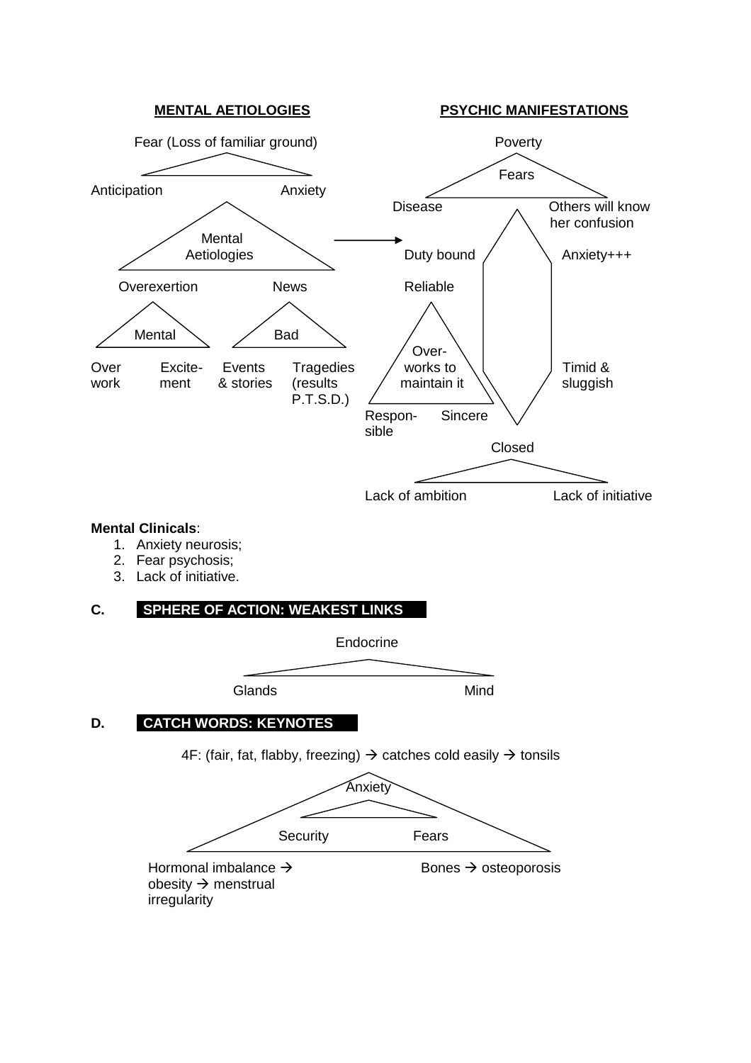**MENTAL AETIOLOGIES**

Fear (Loss of familiar ground)

Anticipation — Anxiety

Mental Aetiologies

Overexertion — News

Mental: Over work — Excitement

Bad: Events & stories — Tragedies (results P.T.S.D.)

→

**PSYCHIC MANIFESTATIONS**

Poverty

Fears

Disease — Others will know her confusion

Duty bound — Anxiety+++

Reliable

Over-works to maintain it

Responsible — Sincere

Timid & sluggish

Closed

Lack of ambition — Lack of initiative

**Mental Clinicals**:

1. Anxiety neurosis;
2. Fear psychosis;
3. Lack of initiative.

## C. SPHERE OF ACTION: WEAKEST LINKS

Endocrine

Glands — Mind

## D. CATCH WORDS: KEYNOTES

4F: (fair, fat, flabby, freezing) → catches cold easily → tonsils

Anxiety

Security — Fears

Hormonal imbalance → obesity → menstrual irregularity

Bones → osteoporosis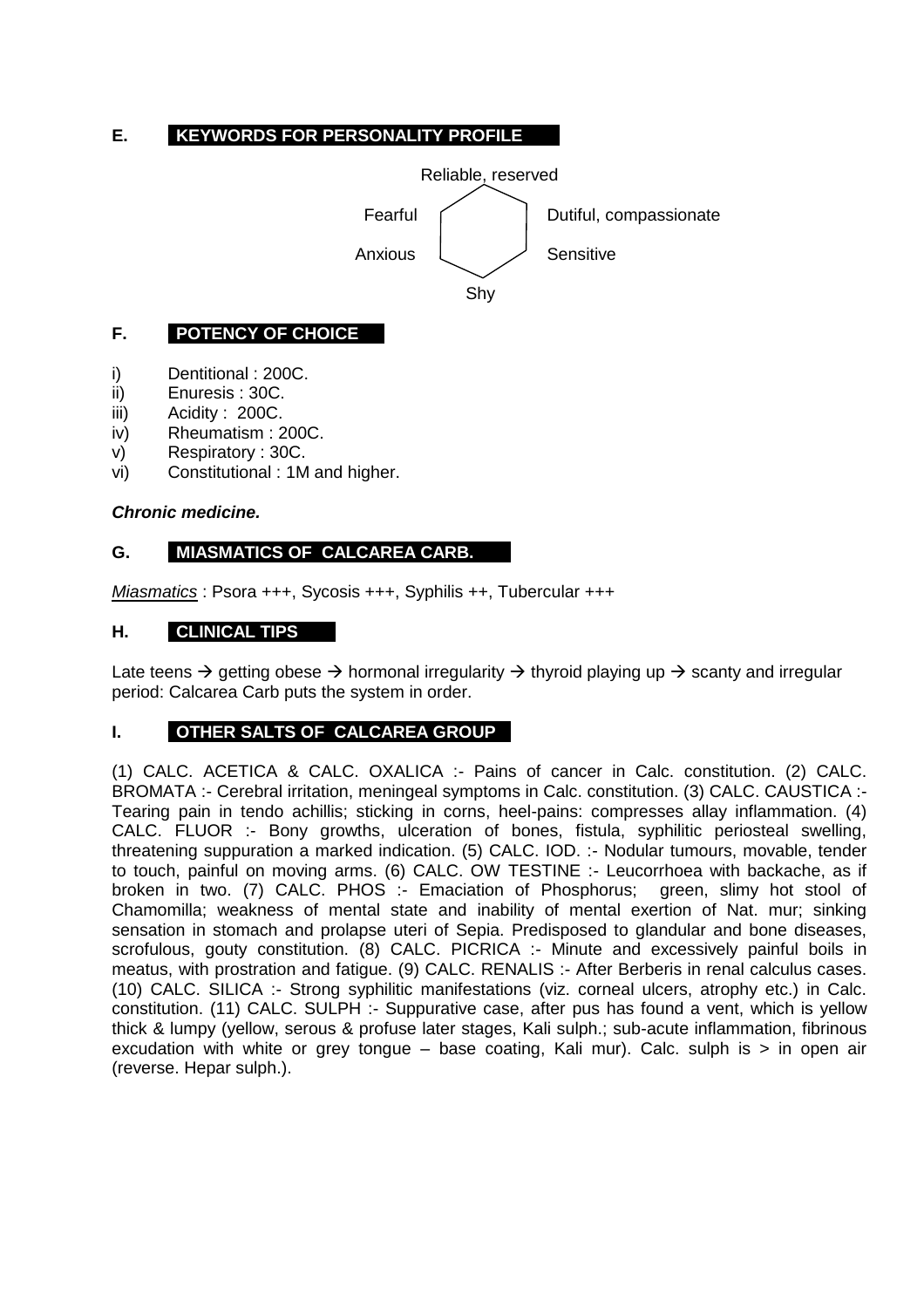## E. KEYWORDS FOR PERSONALITY PROFILE

Reliable, reserved

Fearful

Dutiful, compassionate

Anxious

Sensitive

Shy

## F. POTENCY OF CHOICE

i) Dentitional : 200C.
ii) Enuresis : 30C.
iii) Acidity : 200C.
iv) Rheumatism : 200C.
v) Respiratory : 30C.
vi) Constitutional : 1M and higher.

***Chronic medicine.***

## G. MIASMATICS OF CALCAREA CARB.

*Miasmatics* : Psora +++, Sycosis +++, Syphilis ++, Tubercular +++

## H. CLINICAL TIPS

Late teens → getting obese → hormonal irregularity → thyroid playing up → scanty and irregular period: Calcarea Carb puts the system in order.

## I. OTHER SALTS OF CALCAREA GROUP

(1) CALC. ACETICA & CALC. OXALICA :- Pains of cancer in Calc. constitution. (2) CALC. BROMATA :- Cerebral irritation, meningeal symptoms in Calc. constitution. (3) CALC. CAUSTICA :- Tearing pain in tendo achillis; sticking in corns, heel-pains: compresses allay inflammation. (4) CALC. FLUOR :- Bony growths, ulceration of bones, fistula, syphilitic periosteal swelling, threatening suppuration a marked indication. (5) CALC. IOD. :- Nodular tumours, movable, tender to touch, painful on moving arms. (6) CALC. OW TESTINE :- Leucorrhoea with backache, as if broken in two. (7) CALC. PHOS :- Emaciation of Phosphorus; green, slimy hot stool of Chamomilla; weakness of mental state and inability of mental exertion of Nat. mur; sinking sensation in stomach and prolapse uteri of Sepia. Predisposed to glandular and bone diseases, scrofulous, gouty constitution. (8) CALC. PICRICA :- Minute and excessively painful boils in meatus, with prostration and fatigue. (9) CALC. RENALIS :- After Berberis in renal calculus cases. (10) CALC. SILICA :- Strong syphilitic manifestations (viz. corneal ulcers, atrophy etc.) in Calc. constitution. (11) CALC. SULPH :- Suppurative case, after pus has found a vent, which is yellow thick & lumpy (yellow, serous & profuse later stages, Kali sulph.; sub-acute inflammation, fibrinous excudation with white or grey tongue – base coating, Kali mur). Calc. sulph is > in open air (reverse. Hepar sulph.).